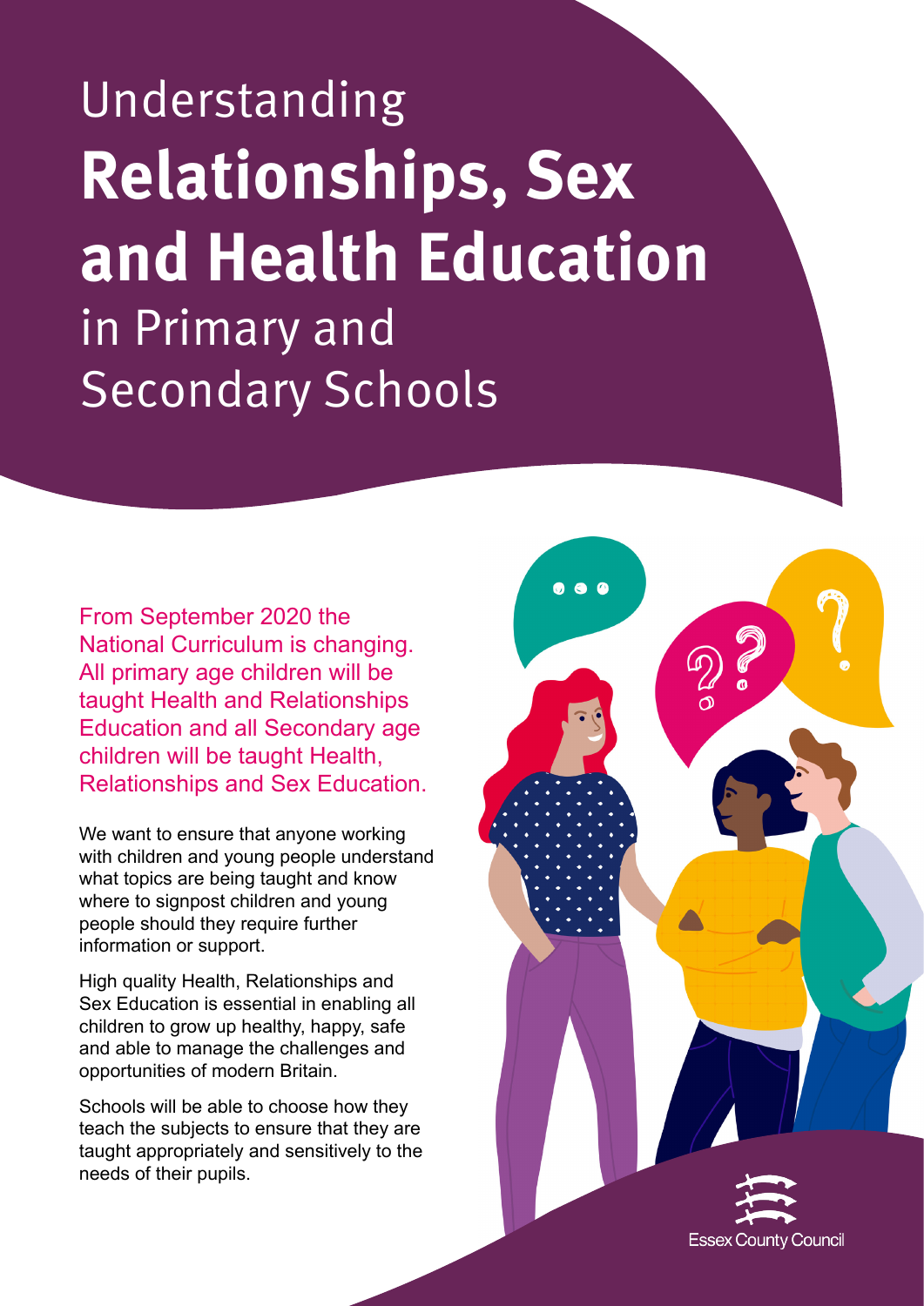# Understanding **Relationships, Sex and Health Education** in Primary and Secondary Schools

From September 2020 the National Curriculum is changing. All primary age children will be taught Health and Relationships Education and all Secondary age children will be taught Health, Relationships and Sex Education.

We want to ensure that anyone working with children and young people understand what topics are being taught and know where to signpost children and young people should they require further information or support.

High quality Health, Relationships and Sex Education is essential in enabling all children to grow up healthy, happy, safe and able to manage the challenges and opportunities of modern Britain.

Schools will be able to choose how they teach the subjects to ensure that they are taught appropriately and sensitively to the needs of their pupils.

Essex County Council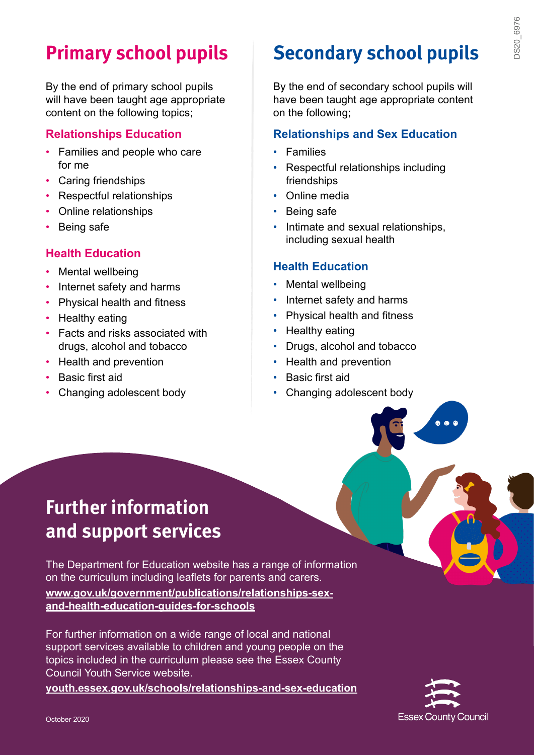## Primary school pupils

By the end of primary school pupils will have been taught age appropriate content on the following topics;

### Relationships Education

- Families and people who care for me
- Caring friendships
- Respectful relationships
- Online relationships
- Being safe

### Health Education

- Mental wellbeing
- Internet safety and harms
- Physical health and fitness
- Healthy eating
- Facts and risks associated with drugs, alcohol and tobacco
- Health and prevention
- Basic first aid
- Changing adolescent body

## Secondary school pupils

By the end of secondary school pupils will have been taught age appropriate content on the following;

### Relationships and Sex Education

- Families
- Respectful relationships including friendships
- Online media
- Being safe
- Intimate and sexual relationships, including sexual health

### Health Education

- Mental wellbeing
- Internet safety and harms
- Physical health and fitness
- Healthy eating
- Drugs, alcohol and tobacco
- Health and prevention
- Basic first aid
- Changing adolescent body

## Further information and support services

The Department for Education website has a range of information on the curriculum including leaflets for parents and carers.

**www.gov.uk/government/publications/relationships-sex-and-health-education-guides-for-schools**

For further information on a wide range of local and national support services available to children and young people on the topics included in the curriculum please see the Essex County Council Youth Service website.

**youth.essex.gov.uk/schools/relationships-and-sex-education**

October 2020

Essex County Council